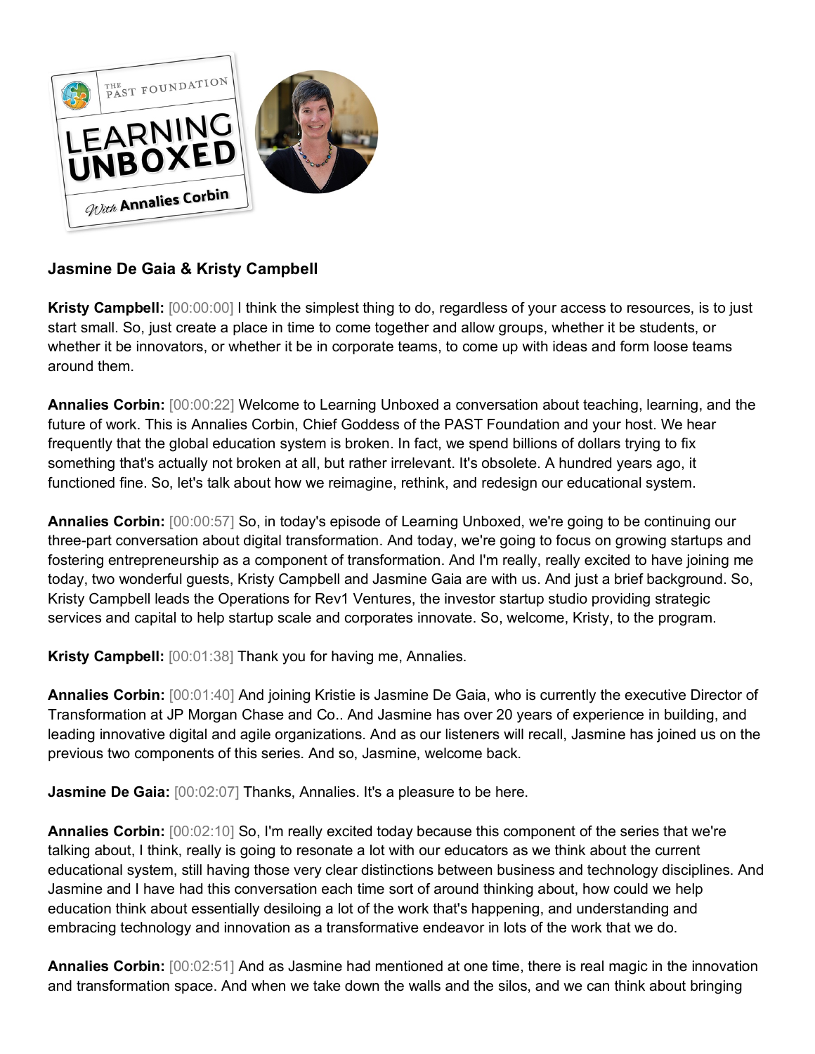## Jasmine De Gaia & Kristy Campbell

**Kristy Campbell:** [00:00:00] I think the simplest thing to do, regardless of your access to resources, is to just start small. So, just create a place in time to come together and allow groups, whether it be students, or whether it be innovators, or whether it be in corporate teams, to come up with ideas and form loose teams around them.

**Annalies Corbin:** [00:00:22] Welcome to Learning Unboxed a conversation about teaching, learning, and the future of work. This is Annalies Corbin, Chief Goddess of the PAST Foundation and your host. We hear frequently that the global education system is broken. In fact, we spend billions of dollars trying to fix something that's actually not broken at all, but rather irrelevant. It's obsolete. A hundred years ago, it functioned fine. So, let's talk about how we reimagine, rethink, and redesign our educational system.

**Annalies Corbin:** [00:00:57] So, in today's episode of Learning Unboxed, we're going to be continuing our three-part conversation about digital transformation. And today, we're going to focus on growing startups and fostering entrepreneurship as a component of transformation. And I'm really, really excited to have joining me today, two wonderful guests, Kristy Campbell and Jasmine Gaia are with us. And just a brief background. So, Kristy Campbell leads the Operations for Rev1 Ventures, the investor startup studio providing strategic services and capital to help startup scale and corporates innovate. So, welcome, Kristy, to the program.

**Kristy Campbell:** [00:01:38] Thank you for having me, Annalies.

**Annalies Corbin:** [00:01:40] And joining Kristie is Jasmine De Gaia, who is currently the executive Director of Transformation at JP Morgan Chase and Co.. And Jasmine has over 20 years of experience in building, and leading innovative digital and agile organizations. And as our listeners will recall, Jasmine has joined us on the previous two components of this series. And so, Jasmine, welcome back.

**Jasmine De Gaia:** [00:02:07] Thanks, Annalies. It's a pleasure to be here.

**Annalies Corbin:** [00:02:10] So, I'm really excited today because this component of the series that we're talking about, I think, really is going to resonate a lot with our educators as we think about the current educational system, still having those very clear distinctions between business and technology disciplines. And Jasmine and I have had this conversation each time sort of around thinking about, how could we help education think about essentially desiloing a lot of the work that's happening, and understanding and embracing technology and innovation as a transformative endeavor in lots of the work that we do.

**Annalies Corbin:** [00:02:51] And as Jasmine had mentioned at one time, there is real magic in the innovation and transformation space. And when we take down the walls and the silos, and we can think about bringing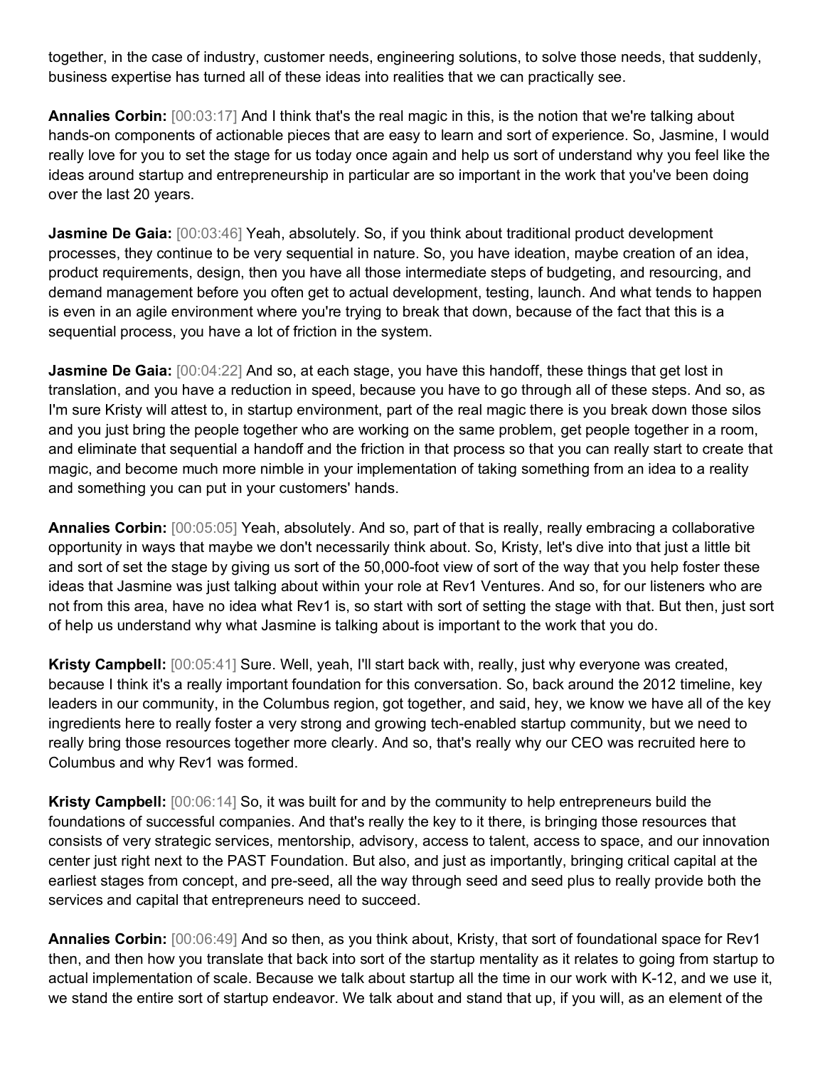together, in the case of industry, customer needs, engineering solutions, to solve those needs, that suddenly, business expertise has turned all of these ideas into realities that we can practically see.

**Annalies Corbin:** [00:03:17] And I think that's the real magic in this, is the notion that we're talking about hands-on components of actionable pieces that are easy to learn and sort of experience. So, Jasmine, I would really love for you to set the stage for us today once again and help us sort of understand why you feel like the ideas around startup and entrepreneurship in particular are so important in the work that you've been doing over the last 20 years.

**Jasmine De Gaia:** [00:03:46] Yeah, absolutely. So, if you think about traditional product development processes, they continue to be very sequential in nature. So, you have ideation, maybe creation of an idea, product requirements, design, then you have all those intermediate steps of budgeting, and resourcing, and demand management before you often get to actual development, testing, launch. And what tends to happen is even in an agile environment where you're trying to break that down, because of the fact that this is a sequential process, you have a lot of friction in the system.

**Jasmine De Gaia:** [00:04:22] And so, at each stage, you have this handoff, these things that get lost in translation, and you have a reduction in speed, because you have to go through all of these steps. And so, as I'm sure Kristy will attest to, in startup environment, part of the real magic there is you break down those silos and you just bring the people together who are working on the same problem, get people together in a room, and eliminate that sequential a handoff and the friction in that process so that you can really start to create that magic, and become much more nimble in your implementation of taking something from an idea to a reality and something you can put in your customers' hands.

**Annalies Corbin:** [00:05:05] Yeah, absolutely. And so, part of that is really, really embracing a collaborative opportunity in ways that maybe we don't necessarily think about. So, Kristy, let's dive into that just a little bit and sort of set the stage by giving us sort of the 50,000-foot view of sort of the way that you help foster these ideas that Jasmine was just talking about within your role at Rev1 Ventures. And so, for our listeners who are not from this area, have no idea what Rev1 is, so start with sort of setting the stage with that. But then, just sort of help us understand why what Jasmine is talking about is important to the work that you do.

**Kristy Campbell:** [00:05:41] Sure. Well, yeah, I'll start back with, really, just why everyone was created, because I think it's a really important foundation for this conversation. So, back around the 2012 timeline, key leaders in our community, in the Columbus region, got together, and said, hey, we know we have all of the key ingredients here to really foster a very strong and growing tech-enabled startup community, but we need to really bring those resources together more clearly. And so, that's really why our CEO was recruited here to Columbus and why Rev1 was formed.

**Kristy Campbell:** [00:06:14] So, it was built for and by the community to help entrepreneurs build the foundations of successful companies. And that's really the key to it there, is bringing those resources that consists of very strategic services, mentorship, advisory, access to talent, access to space, and our innovation center just right next to the PAST Foundation. But also, and just as importantly, bringing critical capital at the earliest stages from concept, and pre-seed, all the way through seed and seed plus to really provide both the services and capital that entrepreneurs need to succeed.

**Annalies Corbin:** [00:06:49] And so then, as you think about, Kristy, that sort of foundational space for Rev1 then, and then how you translate that back into sort of the startup mentality as it relates to going from startup to actual implementation of scale. Because we talk about startup all the time in our work with K-12, and we use it, we stand the entire sort of startup endeavor. We talk about and stand that up, if you will, as an element of the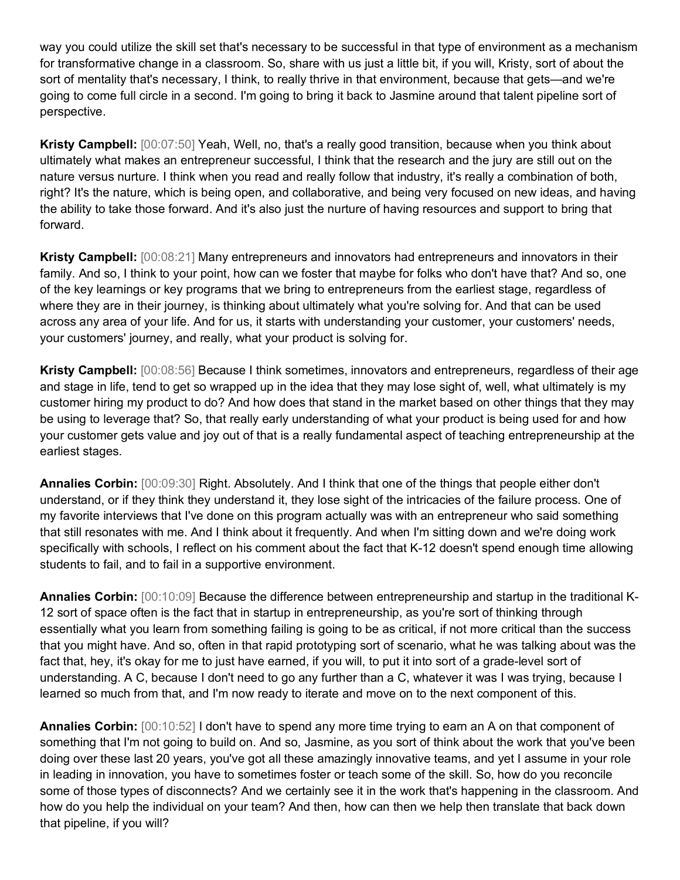way you could utilize the skill set that's necessary to be successful in that type of environment as a mechanism for transformative change in a classroom. So, share with us just a little bit, if you will, Kristy, sort of about the sort of mentality that's necessary, I think, to really thrive in that environment, because that gets—and we're going to come full circle in a second. I'm going to bring it back to Jasmine around that talent pipeline sort of perspective.

**Kristy Campbell:** [00:07:50] Yeah, Well, no, that's a really good transition, because when you think about ultimately what makes an entrepreneur successful, I think that the research and the jury are still out on the nature versus nurture. I think when you read and really follow that industry, it's really a combination of both, right? It's the nature, which is being open, and collaborative, and being very focused on new ideas, and having the ability to take those forward. And it's also just the nurture of having resources and support to bring that forward.

**Kristy Campbell:** [00:08:21] Many entrepreneurs and innovators had entrepreneurs and innovators in their family. And so, I think to your point, how can we foster that maybe for folks who don't have that? And so, one of the key learnings or key programs that we bring to entrepreneurs from the earliest stage, regardless of where they are in their journey, is thinking about ultimately what you're solving for. And that can be used across any area of your life. And for us, it starts with understanding your customer, your customers' needs, your customers' journey, and really, what your product is solving for.

**Kristy Campbell:** [00:08:56] Because I think sometimes, innovators and entrepreneurs, regardless of their age and stage in life, tend to get so wrapped up in the idea that they may lose sight of, well, what ultimately is my customer hiring my product to do? And how does that stand in the market based on other things that they may be using to leverage that? So, that really early understanding of what your product is being used for and how your customer gets value and joy out of that is a really fundamental aspect of teaching entrepreneurship at the earliest stages.

**Annalies Corbin:** [00:09:30] Right. Absolutely. And I think that one of the things that people either don't understand, or if they think they understand it, they lose sight of the intricacies of the failure process. One of my favorite interviews that I've done on this program actually was with an entrepreneur who said something that still resonates with me. And I think about it frequently. And when I'm sitting down and we're doing work specifically with schools, I reflect on his comment about the fact that K-12 doesn't spend enough time allowing students to fail, and to fail in a supportive environment.

**Annalies Corbin:** [00:10:09] Because the difference between entrepreneurship and startup in the traditional K-12 sort of space often is the fact that in startup in entrepreneurship, as you're sort of thinking through essentially what you learn from something failing is going to be as critical, if not more critical than the success that you might have. And so, often in that rapid prototyping sort of scenario, what he was talking about was the fact that, hey, it's okay for me to just have earned, if you will, to put it into sort of a grade-level sort of understanding. A C, because I don't need to go any further than a C, whatever it was I was trying, because I learned so much from that, and I'm now ready to iterate and move on to the next component of this.

**Annalies Corbin:** [00:10:52] I don't have to spend any more time trying to earn an A on that component of something that I'm not going to build on. And so, Jasmine, as you sort of think about the work that you've been doing over these last 20 years, you've got all these amazingly innovative teams, and yet I assume in your role in leading in innovation, you have to sometimes foster or teach some of the skill. So, how do you reconcile some of those types of disconnects? And we certainly see it in the work that's happening in the classroom. And how do you help the individual on your team? And then, how can then we help then translate that back down that pipeline, if you will?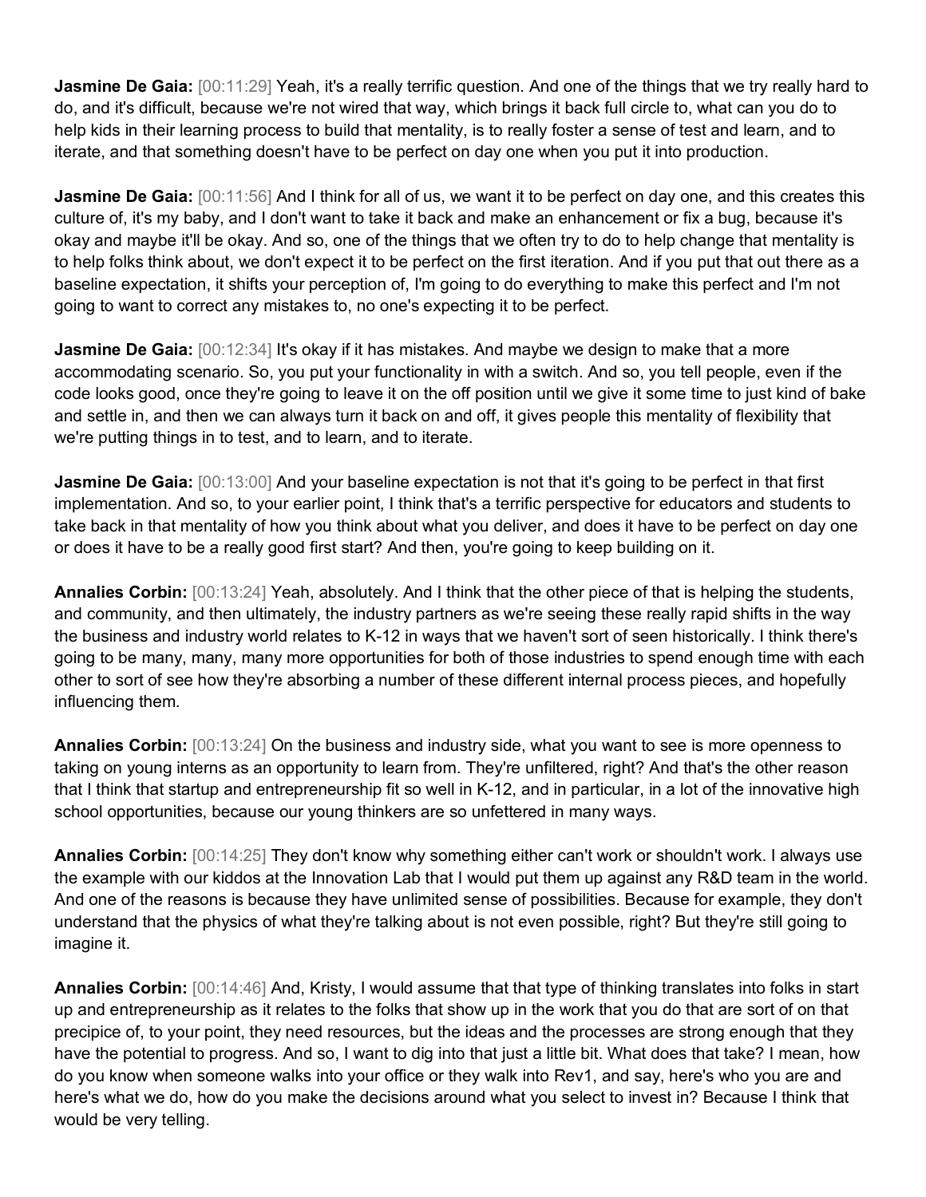**Jasmine De Gaia:** [00:11:29] Yeah, it's a really terrific question. And one of the things that we try really hard to do, and it's difficult, because we're not wired that way, which brings it back full circle to, what can you do to help kids in their learning process to build that mentality, is to really foster a sense of test and learn, and to iterate, and that something doesn't have to be perfect on day one when you put it into production.

**Jasmine De Gaia:** [00:11:56] And I think for all of us, we want it to be perfect on day one, and this creates this culture of, it's my baby, and I don't want to take it back and make an enhancement or fix a bug, because it's okay and maybe it'll be okay. And so, one of the things that we often try to do to help change that mentality is to help folks think about, we don't expect it to be perfect on the first iteration. And if you put that out there as a baseline expectation, it shifts your perception of, I'm going to do everything to make this perfect and I'm not going to want to correct any mistakes to, no one's expecting it to be perfect.

**Jasmine De Gaia:** [00:12:34] It's okay if it has mistakes. And maybe we design to make that a more accommodating scenario. So, you put your functionality in with a switch. And so, you tell people, even if the code looks good, once they're going to leave it on the off position until we give it some time to just kind of bake and settle in, and then we can always turn it back on and off, it gives people this mentality of flexibility that we're putting things in to test, and to learn, and to iterate.

**Jasmine De Gaia:** [00:13:00] And your baseline expectation is not that it's going to be perfect in that first implementation. And so, to your earlier point, I think that's a terrific perspective for educators and students to take back in that mentality of how you think about what you deliver, and does it have to be perfect on day one or does it have to be a really good first start? And then, you're going to keep building on it.

**Annalies Corbin:** [00:13:24] Yeah, absolutely. And I think that the other piece of that is helping the students, and community, and then ultimately, the industry partners as we're seeing these really rapid shifts in the way the business and industry world relates to K-12 in ways that we haven't sort of seen historically. I think there's going to be many, many, many more opportunities for both of those industries to spend enough time with each other to sort of see how they're absorbing a number of these different internal process pieces, and hopefully influencing them.

**Annalies Corbin:** [00:13:24] On the business and industry side, what you want to see is more openness to taking on young interns as an opportunity to learn from. They're unfiltered, right? And that's the other reason that I think that startup and entrepreneurship fit so well in K-12, and in particular, in a lot of the innovative high school opportunities, because our young thinkers are so unfettered in many ways.

**Annalies Corbin:** [00:14:25] They don't know why something either can't work or shouldn't work. I always use the example with our kiddos at the Innovation Lab that I would put them up against any R&D team in the world. And one of the reasons is because they have unlimited sense of possibilities. Because for example, they don't understand that the physics of what they're talking about is not even possible, right? But they're still going to imagine it.

**Annalies Corbin:** [00:14:46] And, Kristy, I would assume that that type of thinking translates into folks in start up and entrepreneurship as it relates to the folks that show up in the work that you do that are sort of on that precipice of, to your point, they need resources, but the ideas and the processes are strong enough that they have the potential to progress. And so, I want to dig into that just a little bit. What does that take? I mean, how do you know when someone walks into your office or they walk into Rev1, and say, here's who you are and here's what we do, how do you make the decisions around what you select to invest in? Because I think that would be very telling.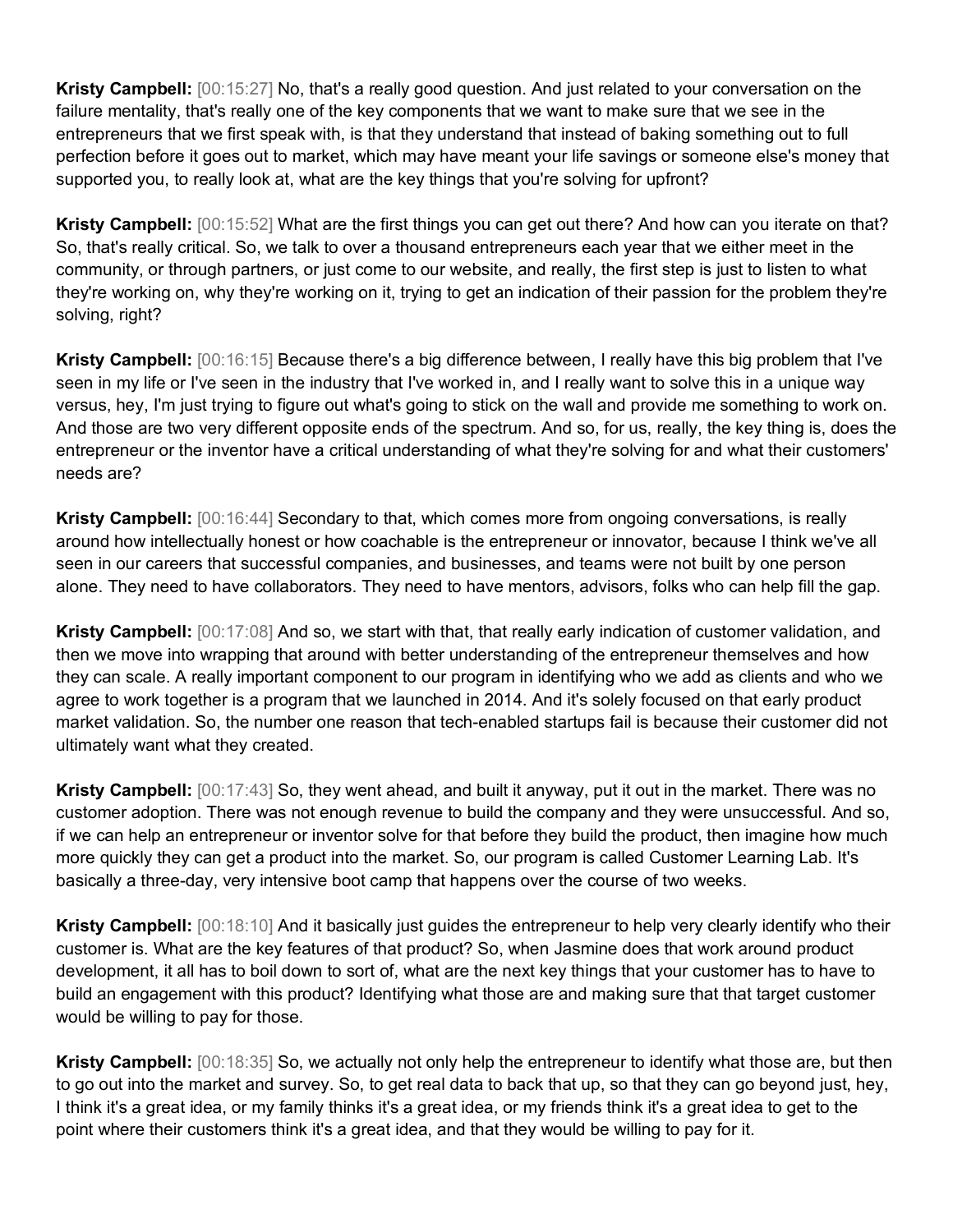**Kristy Campbell:** [00:15:27] No, that's a really good question. And just related to your conversation on the failure mentality, that's really one of the key components that we want to make sure that we see in the entrepreneurs that we first speak with, is that they understand that instead of baking something out to full perfection before it goes out to market, which may have meant your life savings or someone else's money that supported you, to really look at, what are the key things that you're solving for upfront?

**Kristy Campbell:** [00:15:52] What are the first things you can get out there? And how can you iterate on that? So, that's really critical. So, we talk to over a thousand entrepreneurs each year that we either meet in the community, or through partners, or just come to our website, and really, the first step is just to listen to what they're working on, why they're working on it, trying to get an indication of their passion for the problem they're solving, right?

**Kristy Campbell:** [00:16:15] Because there's a big difference between, I really have this big problem that I've seen in my life or I've seen in the industry that I've worked in, and I really want to solve this in a unique way versus, hey, I'm just trying to figure out what's going to stick on the wall and provide me something to work on. And those are two very different opposite ends of the spectrum. And so, for us, really, the key thing is, does the entrepreneur or the inventor have a critical understanding of what they're solving for and what their customers' needs are?

**Kristy Campbell:** [00:16:44] Secondary to that, which comes more from ongoing conversations, is really around how intellectually honest or how coachable is the entrepreneur or innovator, because I think we've all seen in our careers that successful companies, and businesses, and teams were not built by one person alone. They need to have collaborators. They need to have mentors, advisors, folks who can help fill the gap.

**Kristy Campbell:** [00:17:08] And so, we start with that, that really early indication of customer validation, and then we move into wrapping that around with better understanding of the entrepreneur themselves and how they can scale. A really important component to our program in identifying who we add as clients and who we agree to work together is a program that we launched in 2014. And it's solely focused on that early product market validation. So, the number one reason that tech-enabled startups fail is because their customer did not ultimately want what they created.

**Kristy Campbell:** [00:17:43] So, they went ahead, and built it anyway, put it out in the market. There was no customer adoption. There was not enough revenue to build the company and they were unsuccessful. And so, if we can help an entrepreneur or inventor solve for that before they build the product, then imagine how much more quickly they can get a product into the market. So, our program is called Customer Learning Lab. It's basically a three-day, very intensive boot camp that happens over the course of two weeks.

**Kristy Campbell:** [00:18:10] And it basically just guides the entrepreneur to help very clearly identify who their customer is. What are the key features of that product? So, when Jasmine does that work around product development, it all has to boil down to sort of, what are the next key things that your customer has to have to build an engagement with this product? Identifying what those are and making sure that that target customer would be willing to pay for those.

**Kristy Campbell:** [00:18:35] So, we actually not only help the entrepreneur to identify what those are, but then to go out into the market and survey. So, to get real data to back that up, so that they can go beyond just, hey, I think it's a great idea, or my family thinks it's a great idea, or my friends think it's a great idea to get to the point where their customers think it's a great idea, and that they would be willing to pay for it.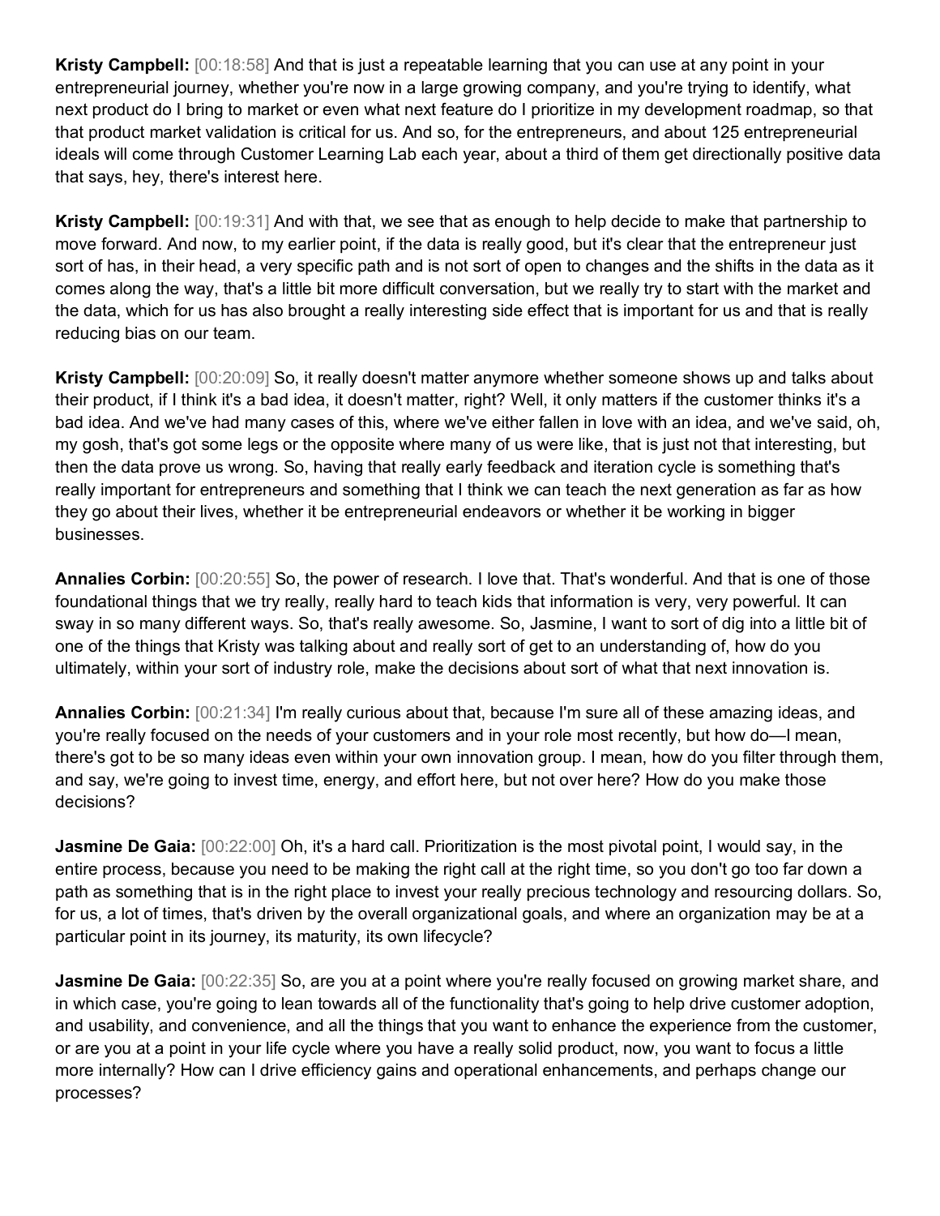**Kristy Campbell:** [00:18:58] And that is just a repeatable learning that you can use at any point in your entrepreneurial journey, whether you're now in a large growing company, and you're trying to identify, what next product do I bring to market or even what next feature do I prioritize in my development roadmap, so that that product market validation is critical for us. And so, for the entrepreneurs, and about 125 entrepreneurial ideals will come through Customer Learning Lab each year, about a third of them get directionally positive data that says, hey, there's interest here.

**Kristy Campbell:** [00:19:31] And with that, we see that as enough to help decide to make that partnership to move forward. And now, to my earlier point, if the data is really good, but it's clear that the entrepreneur just sort of has, in their head, a very specific path and is not sort of open to changes and the shifts in the data as it comes along the way, that's a little bit more difficult conversation, but we really try to start with the market and the data, which for us has also brought a really interesting side effect that is important for us and that is really reducing bias on our team.

**Kristy Campbell:** [00:20:09] So, it really doesn't matter anymore whether someone shows up and talks about their product, if I think it's a bad idea, it doesn't matter, right? Well, it only matters if the customer thinks it's a bad idea. And we've had many cases of this, where we've either fallen in love with an idea, and we've said, oh, my gosh, that's got some legs or the opposite where many of us were like, that is just not that interesting, but then the data prove us wrong. So, having that really early feedback and iteration cycle is something that's really important for entrepreneurs and something that I think we can teach the next generation as far as how they go about their lives, whether it be entrepreneurial endeavors or whether it be working in bigger businesses.

**Annalies Corbin:** [00:20:55] So, the power of research. I love that. That's wonderful. And that is one of those foundational things that we try really, really hard to teach kids that information is very, very powerful. It can sway in so many different ways. So, that's really awesome. So, Jasmine, I want to sort of dig into a little bit of one of the things that Kristy was talking about and really sort of get to an understanding of, how do you ultimately, within your sort of industry role, make the decisions about sort of what that next innovation is.

**Annalies Corbin:** [00:21:34] I'm really curious about that, because I'm sure all of these amazing ideas, and you're really focused on the needs of your customers and in your role most recently, but how do—I mean, there's got to be so many ideas even within your own innovation group. I mean, how do you filter through them, and say, we're going to invest time, energy, and effort here, but not over here? How do you make those decisions?

**Jasmine De Gaia:** [00:22:00] Oh, it's a hard call. Prioritization is the most pivotal point, I would say, in the entire process, because you need to be making the right call at the right time, so you don't go too far down a path as something that is in the right place to invest your really precious technology and resourcing dollars. So, for us, a lot of times, that's driven by the overall organizational goals, and where an organization may be at a particular point in its journey, its maturity, its own lifecycle?

**Jasmine De Gaia:** [00:22:35] So, are you at a point where you're really focused on growing market share, and in which case, you're going to lean towards all of the functionality that's going to help drive customer adoption, and usability, and convenience, and all the things that you want to enhance the experience from the customer, or are you at a point in your life cycle where you have a really solid product, now, you want to focus a little more internally? How can I drive efficiency gains and operational enhancements, and perhaps change our processes?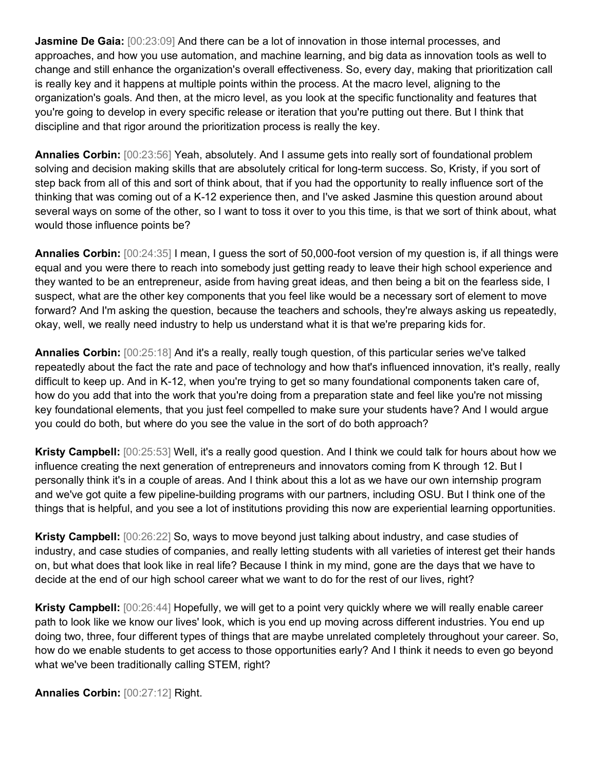**Jasmine De Gaia:** [00:23:09] And there can be a lot of innovation in those internal processes, and approaches, and how you use automation, and machine learning, and big data as innovation tools as well to change and still enhance the organization's overall effectiveness. So, every day, making that prioritization call is really key and it happens at multiple points within the process. At the macro level, aligning to the organization's goals. And then, at the micro level, as you look at the specific functionality and features that you're going to develop in every specific release or iteration that you're putting out there. But I think that discipline and that rigor around the prioritization process is really the key.

**Annalies Corbin:** [00:23:56] Yeah, absolutely. And I assume gets into really sort of foundational problem solving and decision making skills that are absolutely critical for long-term success. So, Kristy, if you sort of step back from all of this and sort of think about, that if you had the opportunity to really influence sort of the thinking that was coming out of a K-12 experience then, and I've asked Jasmine this question around about several ways on some of the other, so I want to toss it over to you this time, is that we sort of think about, what would those influence points be?

**Annalies Corbin:** [00:24:35] I mean, I guess the sort of 50,000-foot version of my question is, if all things were equal and you were there to reach into somebody just getting ready to leave their high school experience and they wanted to be an entrepreneur, aside from having great ideas, and then being a bit on the fearless side, I suspect, what are the other key components that you feel like would be a necessary sort of element to move forward? And I'm asking the question, because the teachers and schools, they're always asking us repeatedly, okay, well, we really need industry to help us understand what it is that we're preparing kids for.

**Annalies Corbin:** [00:25:18] And it's a really, really tough question, of this particular series we've talked repeatedly about the fact the rate and pace of technology and how that's influenced innovation, it's really, really difficult to keep up. And in K-12, when you're trying to get so many foundational components taken care of, how do you add that into the work that you're doing from a preparation state and feel like you're not missing key foundational elements, that you just feel compelled to make sure your students have? And I would argue you could do both, but where do you see the value in the sort of do both approach?

**Kristy Campbell:** [00:25:53] Well, it's a really good question. And I think we could talk for hours about how we influence creating the next generation of entrepreneurs and innovators coming from K through 12. But I personally think it's in a couple of areas. And I think about this a lot as we have our own internship program and we've got quite a few pipeline-building programs with our partners, including OSU. But I think one of the things that is helpful, and you see a lot of institutions providing this now are experiential learning opportunities.

**Kristy Campbell:** [00:26:22] So, ways to move beyond just talking about industry, and case studies of industry, and case studies of companies, and really letting students with all varieties of interest get their hands on, but what does that look like in real life? Because I think in my mind, gone are the days that we have to decide at the end of our high school career what we want to do for the rest of our lives, right?

**Kristy Campbell:** [00:26:44] Hopefully, we will get to a point very quickly where we will really enable career path to look like we know our lives' look, which is you end up moving across different industries. You end up doing two, three, four different types of things that are maybe unrelated completely throughout your career. So, how do we enable students to get access to those opportunities early? And I think it needs to even go beyond what we've been traditionally calling STEM, right?

**Annalies Corbin:** [00:27:12] Right.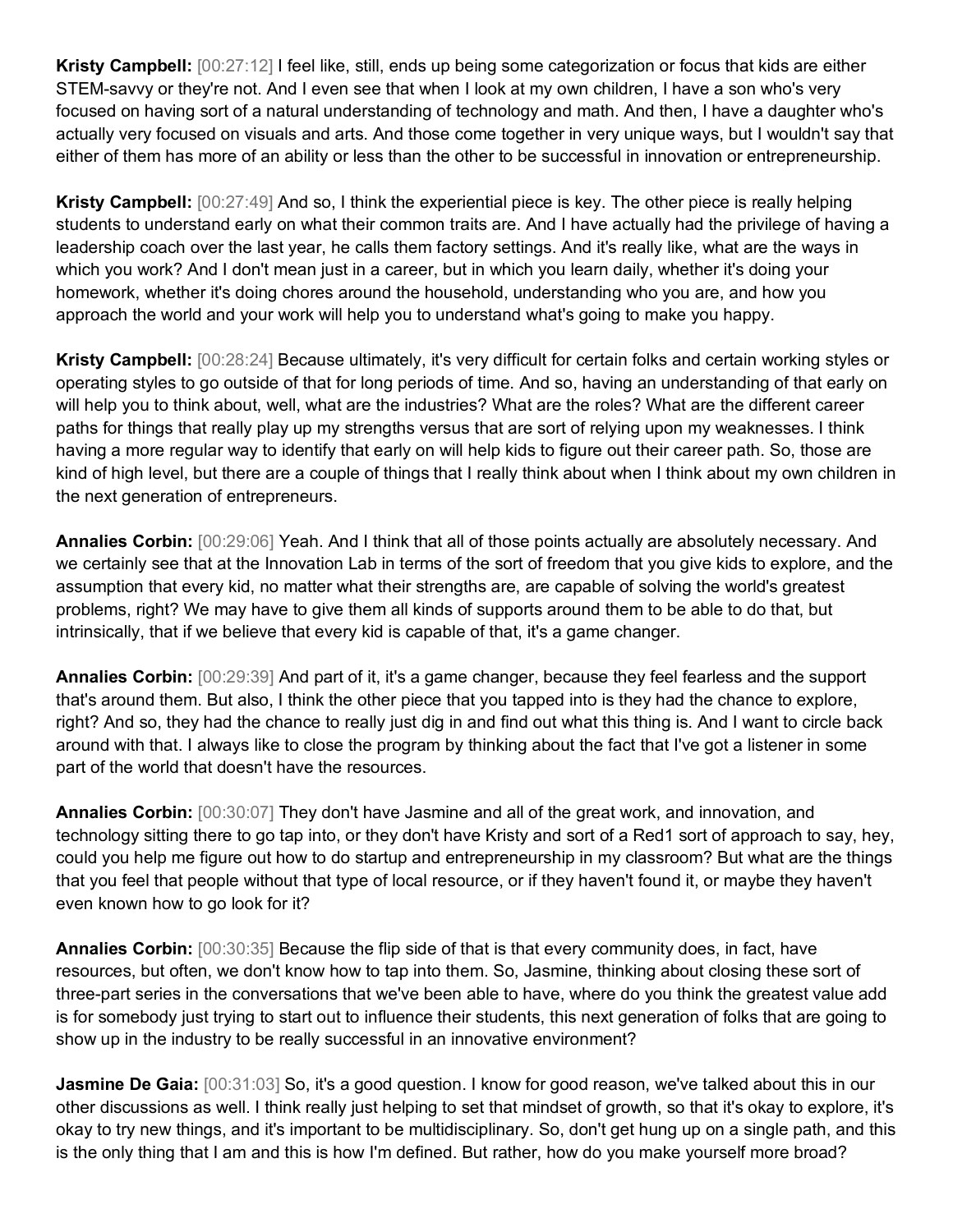**Kristy Campbell:** [00:27:12] I feel like, still, ends up being some categorization or focus that kids are either STEM-savvy or they're not. And I even see that when I look at my own children, I have a son who's very focused on having sort of a natural understanding of technology and math. And then, I have a daughter who's actually very focused on visuals and arts. And those come together in very unique ways, but I wouldn't say that either of them has more of an ability or less than the other to be successful in innovation or entrepreneurship.

**Kristy Campbell:** [00:27:49] And so, I think the experiential piece is key. The other piece is really helping students to understand early on what their common traits are. And I have actually had the privilege of having a leadership coach over the last year, he calls them factory settings. And it's really like, what are the ways in which you work? And I don't mean just in a career, but in which you learn daily, whether it's doing your homework, whether it's doing chores around the household, understanding who you are, and how you approach the world and your work will help you to understand what's going to make you happy.

**Kristy Campbell:** [00:28:24] Because ultimately, it's very difficult for certain folks and certain working styles or operating styles to go outside of that for long periods of time. And so, having an understanding of that early on will help you to think about, well, what are the industries? What are the roles? What are the different career paths for things that really play up my strengths versus that are sort of relying upon my weaknesses. I think having a more regular way to identify that early on will help kids to figure out their career path. So, those are kind of high level, but there are a couple of things that I really think about when I think about my own children in the next generation of entrepreneurs.

**Annalies Corbin:** [00:29:06] Yeah. And I think that all of those points actually are absolutely necessary. And we certainly see that at the Innovation Lab in terms of the sort of freedom that you give kids to explore, and the assumption that every kid, no matter what their strengths are, are capable of solving the world's greatest problems, right? We may have to give them all kinds of supports around them to be able to do that, but intrinsically, that if we believe that every kid is capable of that, it's a game changer.

**Annalies Corbin:** [00:29:39] And part of it, it's a game changer, because they feel fearless and the support that's around them. But also, I think the other piece that you tapped into is they had the chance to explore, right? And so, they had the chance to really just dig in and find out what this thing is. And I want to circle back around with that. I always like to close the program by thinking about the fact that I've got a listener in some part of the world that doesn't have the resources.

**Annalies Corbin:** [00:30:07] They don't have Jasmine and all of the great work, and innovation, and technology sitting there to go tap into, or they don't have Kristy and sort of a Red1 sort of approach to say, hey, could you help me figure out how to do startup and entrepreneurship in my classroom? But what are the things that you feel that people without that type of local resource, or if they haven't found it, or maybe they haven't even known how to go look for it?

**Annalies Corbin:** [00:30:35] Because the flip side of that is that every community does, in fact, have resources, but often, we don't know how to tap into them. So, Jasmine, thinking about closing these sort of three-part series in the conversations that we've been able to have, where do you think the greatest value add is for somebody just trying to start out to influence their students, this next generation of folks that are going to show up in the industry to be really successful in an innovative environment?

**Jasmine De Gaia:** [00:31:03] So, it's a good question. I know for good reason, we've talked about this in our other discussions as well. I think really just helping to set that mindset of growth, so that it's okay to explore, it's okay to try new things, and it's important to be multidisciplinary. So, don't get hung up on a single path, and this is the only thing that I am and this is how I'm defined. But rather, how do you make yourself more broad?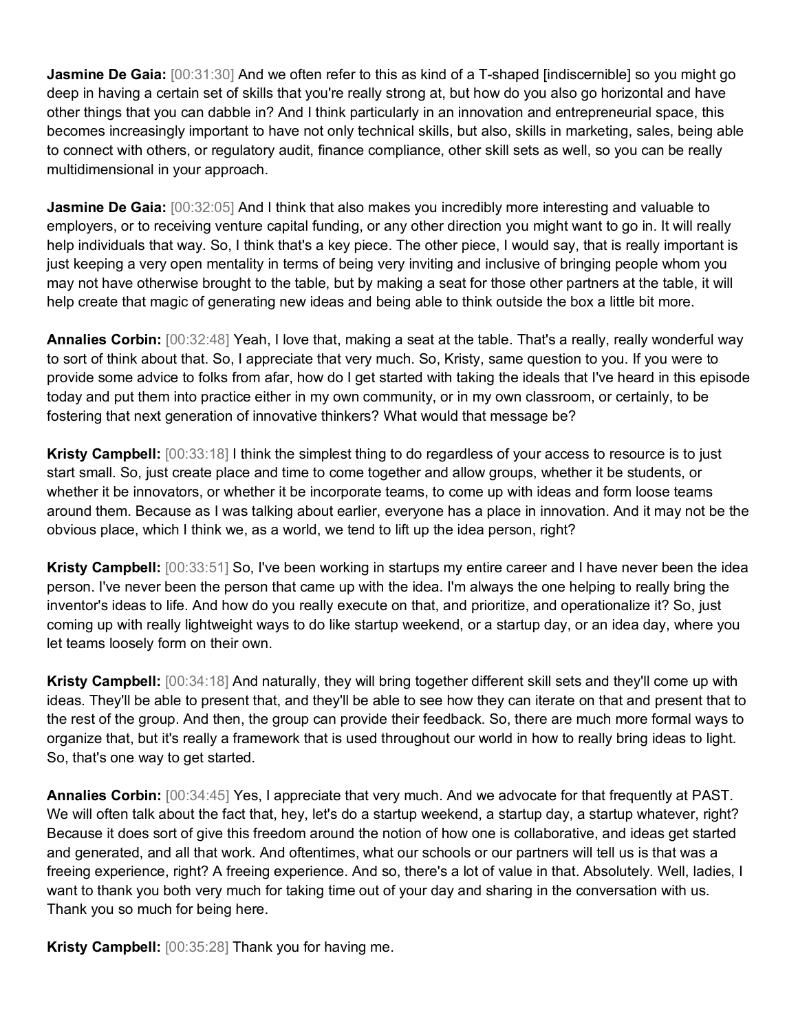**Jasmine De Gaia:** [00:31:30] And we often refer to this as kind of a T-shaped [indiscernible] so you might go deep in having a certain set of skills that you're really strong at, but how do you also go horizontal and have other things that you can dabble in? And I think particularly in an innovation and entrepreneurial space, this becomes increasingly important to have not only technical skills, but also, skills in marketing, sales, being able to connect with others, or regulatory audit, finance compliance, other skill sets as well, so you can be really multidimensional in your approach.

**Jasmine De Gaia:** [00:32:05] And I think that also makes you incredibly more interesting and valuable to employers, or to receiving venture capital funding, or any other direction you might want to go in. It will really help individuals that way. So, I think that's a key piece. The other piece, I would say, that is really important is just keeping a very open mentality in terms of being very inviting and inclusive of bringing people whom you may not have otherwise brought to the table, but by making a seat for those other partners at the table, it will help create that magic of generating new ideas and being able to think outside the box a little bit more.

**Annalies Corbin:** [00:32:48] Yeah, I love that, making a seat at the table. That's a really, really wonderful way to sort of think about that. So, I appreciate that very much. So, Kristy, same question to you. If you were to provide some advice to folks from afar, how do I get started with taking the ideals that I've heard in this episode today and put them into practice either in my own community, or in my own classroom, or certainly, to be fostering that next generation of innovative thinkers? What would that message be?

**Kristy Campbell:** [00:33:18] I think the simplest thing to do regardless of your access to resource is to just start small. So, just create place and time to come together and allow groups, whether it be students, or whether it be innovators, or whether it be incorporate teams, to come up with ideas and form loose teams around them. Because as I was talking about earlier, everyone has a place in innovation. And it may not be the obvious place, which I think we, as a world, we tend to lift up the idea person, right?

**Kristy Campbell:** [00:33:51] So, I've been working in startups my entire career and I have never been the idea person. I've never been the person that came up with the idea. I'm always the one helping to really bring the inventor's ideas to life. And how do you really execute on that, and prioritize, and operationalize it? So, just coming up with really lightweight ways to do like startup weekend, or a startup day, or an idea day, where you let teams loosely form on their own.

**Kristy Campbell:** [00:34:18] And naturally, they will bring together different skill sets and they'll come up with ideas. They'll be able to present that, and they'll be able to see how they can iterate on that and present that to the rest of the group. And then, the group can provide their feedback. So, there are much more formal ways to organize that, but it's really a framework that is used throughout our world in how to really bring ideas to light. So, that's one way to get started.

**Annalies Corbin:** [00:34:45] Yes, I appreciate that very much. And we advocate for that frequently at PAST. We will often talk about the fact that, hey, let's do a startup weekend, a startup day, a startup whatever, right? Because it does sort of give this freedom around the notion of how one is collaborative, and ideas get started and generated, and all that work. And oftentimes, what our schools or our partners will tell us is that was a freeing experience, right? A freeing experience. And so, there's a lot of value in that. Absolutely. Well, ladies, I want to thank you both very much for taking time out of your day and sharing in the conversation with us. Thank you so much for being here.

**Kristy Campbell:** [00:35:28] Thank you for having me.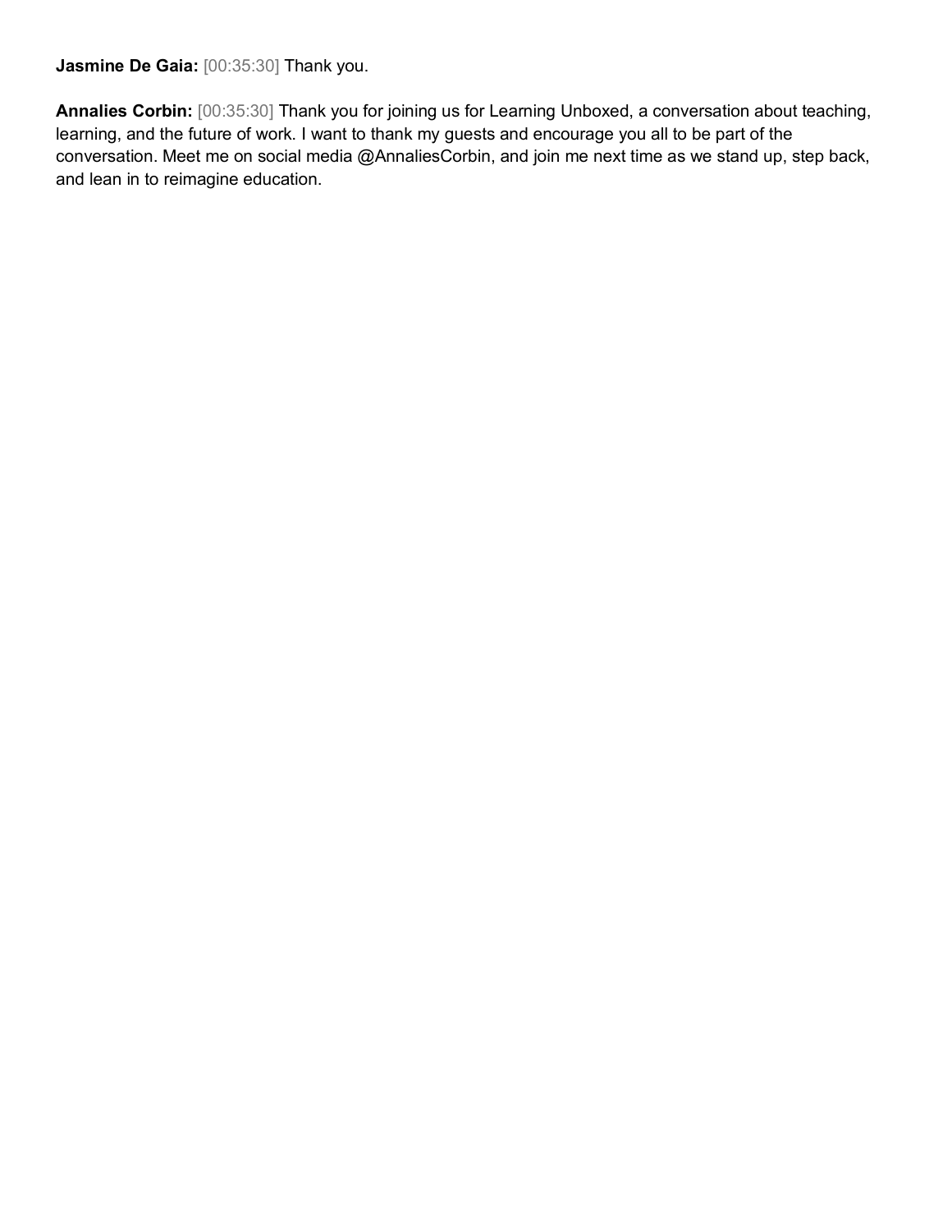**Jasmine De Gaia:** [00:35:30] Thank you.

**Annalies Corbin:** [00:35:30] Thank you for joining us for Learning Unboxed, a conversation about teaching, learning, and the future of work. I want to thank my guests and encourage you all to be part of the conversation. Meet me on social media @AnnaliesCorbin, and join me next time as we stand up, step back, and lean in to reimagine education.